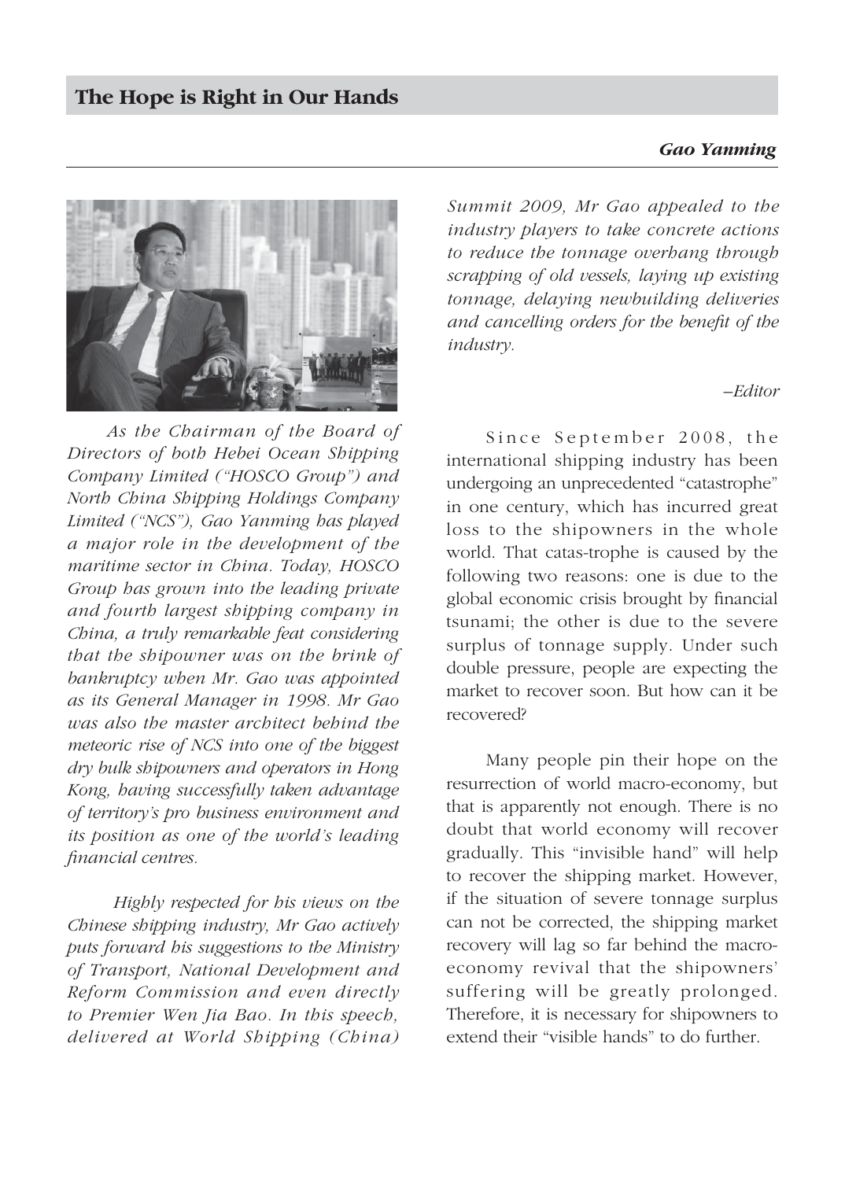## The Hope is Right in Our Hands

***Gao Yanming***

*As the Chairman of the Board of Directors of both Hebei Ocean Shipping Company Limited ("HOSCO Group") and North China Shipping Holdings Company Limited ("NCS"), Gao Yanming has played a major role in the development of the maritime sector in China. Today, HOSCO Group has grown into the leading private and fourth largest shipping company in China, a truly remarkable feat considering that the shipowner was on the brink of bankruptcy when Mr. Gao was appointed as its General Manager in 1998. Mr Gao was also the master architect behind the meteoric rise of NCS into one of the biggest dry bulk shipowners and operators in Hong Kong, having successfully taken advantage of territory's pro business environment and its position as one of the world's leading financial centres.*

*Highly respected for his views on the Chinese shipping industry, Mr Gao actively puts forward his suggestions to the Ministry of Transport, National Development and Reform Commission and even directly to Premier Wen Jia Bao. In this speech, delivered at World Shipping (China) Summit 2009, Mr Gao appealed to the industry players to take concrete actions to reduce the tonnage overhang through scrapping of old vessels, laying up existing tonnage, delaying newbuilding deliveries and cancelling orders for the benefit of the industry.*

*–Editor*

Since September 2008, the international shipping industry has been undergoing an unprecedented "catastrophe" in one century, which has incurred great loss to the shipowners in the whole world. That catas-trophe is caused by the following two reasons: one is due to the global economic crisis brought by financial tsunami; the other is due to the severe surplus of tonnage supply. Under such double pressure, people are expecting the market to recover soon. But how can it be recovered?

Many people pin their hope on the resurrection of world macro-economy, but that is apparently not enough. There is no doubt that world economy will recover gradually. This "invisible hand" will help to recover the shipping market. However, if the situation of severe tonnage surplus can not be corrected, the shipping market recovery will lag so far behind the macro-economy revival that the shipowners' suffering will be greatly prolonged. Therefore, it is necessary for shipowners to extend their "visible hands" to do further.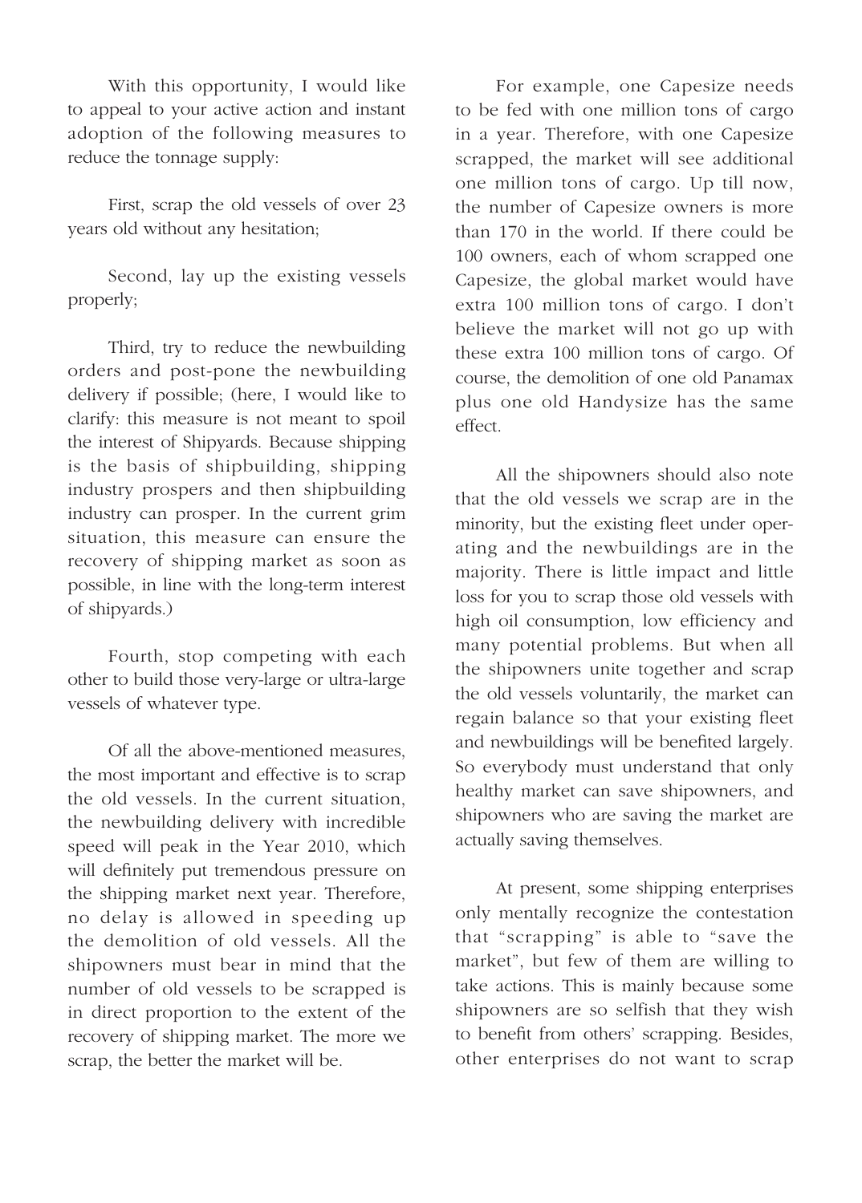With this opportunity, I would like to appeal to your active action and instant adoption of the following measures to reduce the tonnage supply:

First, scrap the old vessels of over 23 years old without any hesitation;

Second, lay up the existing vessels properly;

Third, try to reduce the newbuilding orders and post-pone the newbuilding delivery if possible; (here, I would like to clarify: this measure is not meant to spoil the interest of Shipyards. Because shipping is the basis of shipbuilding, shipping industry prospers and then shipbuilding industry can prosper. In the current grim situation, this measure can ensure the recovery of shipping market as soon as possible, in line with the long-term interest of shipyards.)

Fourth, stop competing with each other to build those very-large or ultra-large vessels of whatever type.

Of all the above-mentioned measures, the most important and effective is to scrap the old vessels. In the current situation, the newbuilding delivery with incredible speed will peak in the Year 2010, which will definitely put tremendous pressure on the shipping market next year. Therefore, no delay is allowed in speeding up the demolition of old vessels. All the shipowners must bear in mind that the number of old vessels to be scrapped is in direct proportion to the extent of the recovery of shipping market. The more we scrap, the better the market will be.

For example, one Capesize needs to be fed with one million tons of cargo in a year. Therefore, with one Capesize scrapped, the market will see additional one million tons of cargo. Up till now, the number of Capesize owners is more than 170 in the world. If there could be 100 owners, each of whom scrapped one Capesize, the global market would have extra 100 million tons of cargo. I don't believe the market will not go up with these extra 100 million tons of cargo. Of course, the demolition of one old Panamax plus one old Handysize has the same effect.

All the shipowners should also note that the old vessels we scrap are in the minority, but the existing fleet under operating and the newbuildings are in the majority. There is little impact and little loss for you to scrap those old vessels with high oil consumption, low efficiency and many potential problems. But when all the shipowners unite together and scrap the old vessels voluntarily, the market can regain balance so that your existing fleet and newbuildings will be benefited largely. So everybody must understand that only healthy market can save shipowners, and shipowners who are saving the market are actually saving themselves.

At present, some shipping enterprises only mentally recognize the contestation that "scrapping" is able to "save the market", but few of them are willing to take actions. This is mainly because some shipowners are so selfish that they wish to benefit from others' scrapping. Besides, other enterprises do not want to scrap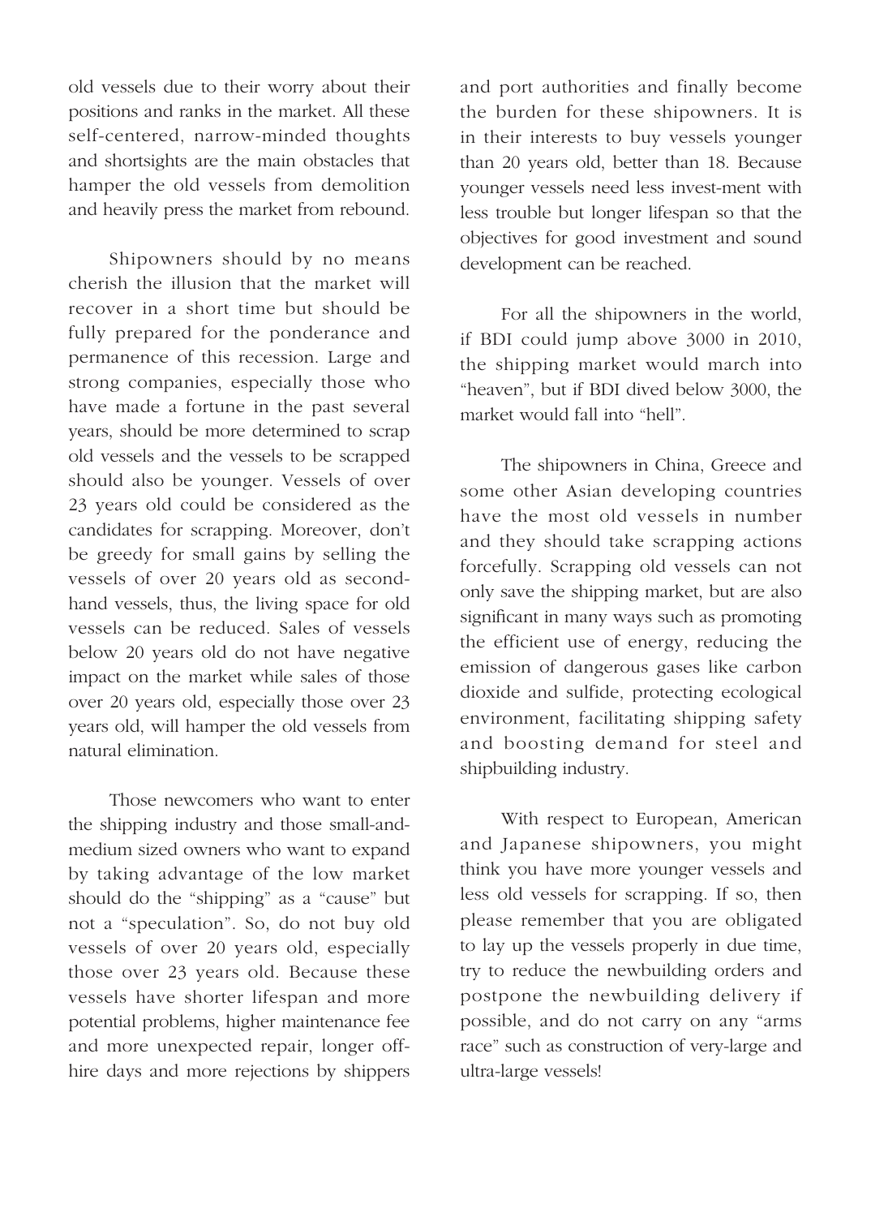old vessels due to their worry about their positions and ranks in the market. All these self-centered, narrow-minded thoughts and shortsights are the main obstacles that hamper the old vessels from demolition and heavily press the market from rebound.

Shipowners should by no means cherish the illusion that the market will recover in a short time but should be fully prepared for the ponderance and permanence of this recession. Large and strong companies, especially those who have made a fortune in the past several years, should be more determined to scrap old vessels and the vessels to be scrapped should also be younger. Vessels of over 23 years old could be considered as the candidates for scrapping. Moreover, don't be greedy for small gains by selling the vessels of over 20 years old as second-hand vessels, thus, the living space for old vessels can be reduced. Sales of vessels below 20 years old do not have negative impact on the market while sales of those over 20 years old, especially those over 23 years old, will hamper the old vessels from natural elimination.

Those newcomers who want to enter the shipping industry and those small-and-medium sized owners who want to expand by taking advantage of the low market should do the "shipping" as a "cause" but not a "speculation". So, do not buy old vessels of over 20 years old, especially those over 23 years old. Because these vessels have shorter lifespan and more potential problems, higher maintenance fee and more unexpected repair, longer off-hire days and more rejections by shippers and port authorities and finally become the burden for these shipowners. It is in their interests to buy vessels younger than 20 years old, better than 18. Because younger vessels need less invest-ment with less trouble but longer lifespan so that the objectives for good investment and sound development can be reached.

For all the shipowners in the world, if BDI could jump above 3000 in 2010, the shipping market would march into "heaven", but if BDI dived below 3000, the market would fall into "hell".

The shipowners in China, Greece and some other Asian developing countries have the most old vessels in number and they should take scrapping actions forcefully. Scrapping old vessels can not only save the shipping market, but are also significant in many ways such as promoting the efficient use of energy, reducing the emission of dangerous gases like carbon dioxide and sulfide, protecting ecological environment, facilitating shipping safety and boosting demand for steel and shipbuilding industry.

With respect to European, American and Japanese shipowners, you might think you have more younger vessels and less old vessels for scrapping. If so, then please remember that you are obligated to lay up the vessels properly in due time, try to reduce the newbuilding orders and postpone the newbuilding delivery if possible, and do not carry on any "arms race" such as construction of very-large and ultra-large vessels!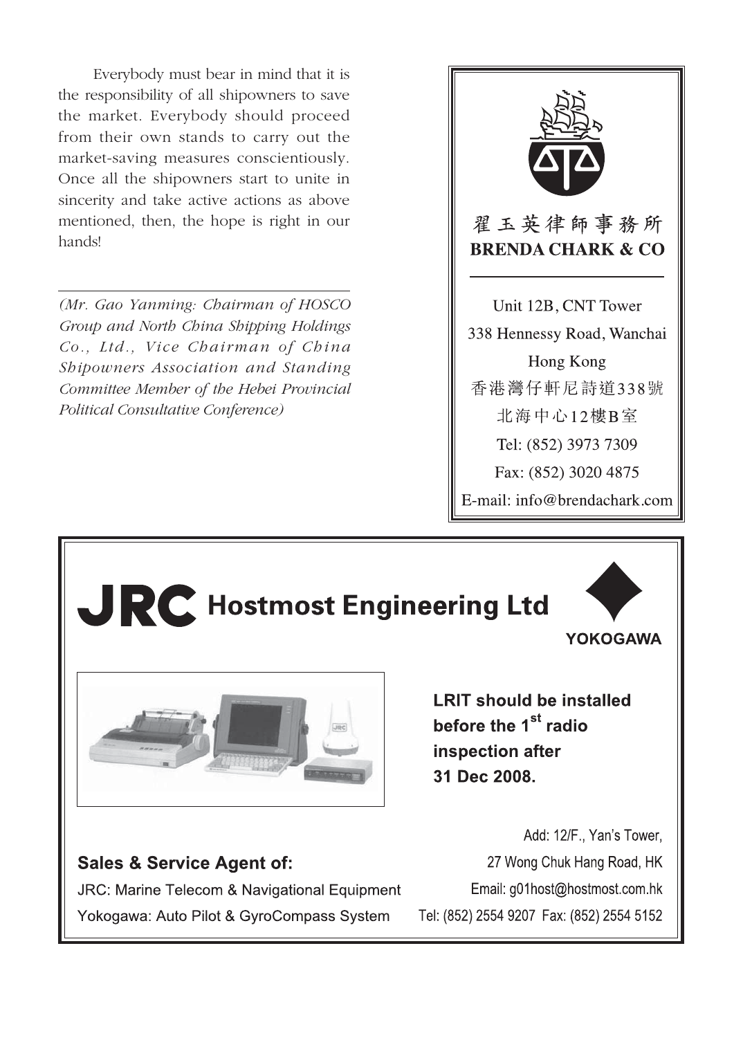Everybody must bear in mind that it is the responsibility of all shipowners to save the market. Everybody should proceed from their own stands to carry out the market-saving measures conscientiously. Once all the shipowners start to unite in sincerity and take active actions as above mentioned, then, the hope is right in our hands!

---

*(Mr. Gao Yanming: Chairman of HOSCO Group and North China Shipping Holdings Co., Ltd., Vice Chairman of China Shipowners Association and Standing Committee Member of the Hebei Provincial Political Consultative Conference)*

---

翟玉英律師事務所

**BRENDA CHARK & CO**

Unit 12B, CNT Tower
338 Hennessy Road, Wanchai
Hong Kong
香港灣仔軒尼詩道338號
北海中心12樓B室
Tel: (852) 3973 7309
Fax: (852) 3020 4875
E-mail: info@brendachark.com

---

**JRC Hostmost Engineering Ltd**

**YOKOGAWA**

**LRIT should be installed before the 1st radio inspection after 31 Dec 2008.**

**Sales & Service Agent of:**

JRC: Marine Telecom & Navigational Equipment
Yokogawa: Auto Pilot & GyroCompass System

Add: 12/F., Yan's Tower,
27 Wong Chuk Hang Road, HK
Email: g01host@hostmost.com.hk
Tel: (852) 2554 9207 Fax: (852) 2554 5152